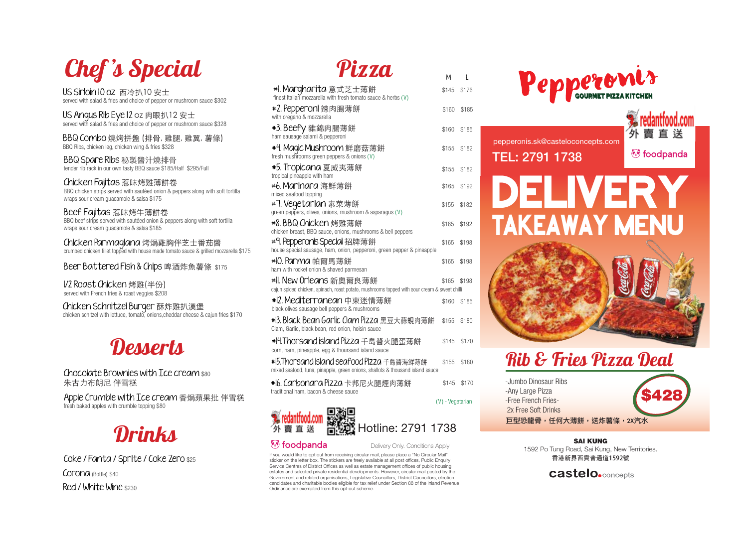# Chef's Special

**US Sirloin 10 oz** 西冷扒10 安士
served with salad & fries and choice of pepper or mushroom sauce $302

**US Angus Rib Eye 12 oz** 肉眼扒12 安士
served with salad & fries and choice of pepper or mushroom sauce $328

**BBQ Combo** 燒烤拼盤 (排骨, 雞腿, 雞翼, 薯條)
BBQ Ribs, chicken leg, chicken wing & fries $328

**BBQ Spare Ribs** 秘製醬汁燒排骨
tender rib rack in our own tasty BBQ sauce $185/Half $295/Full

**Chicken Fajitas** 惹味烤雞薄餅卷
BBQ chicken strips served with sautéed onion & peppers along with soft tortilla wraps sour cream guacamole & salsa $175

**Beef Fajitas** 惹味烤牛薄餅卷
BBQ beef strips served with sautéed onion & peppers along with soft tortilla wraps sour cream guacamole & salsa $185

**Chicken Parmagiana** 烤焗雞胸伴芝士番茄醬
crumbed chicken fillet topped with house made tomato sauce & grilled mozzarella $175

**Beer Battered Fish & Chips** 啤酒炸魚薯條 $175

**1/2 Roast Chicken** 烤雞(半份)
served with French fries & roast veggies $208

**Chicken Schnitzel Burger** 酥炸雞扒漢堡
chicken schitzel with lettuce, tomato, onions,cheddar cheese & cajun fries $170

# Desserts

**Chocolate Brownies with Ice cream** $80
朱古力布朗尼 伴雪糕

**Apple Crumble with Ice cream** 香焗蘋果批 伴雪糕
fresh baked apples with crumble topping $80

# Drinks

**Coke / Fanta / Sprite / Coke Zero** $25

**Corona** (Bottle) $40

**Red / White Wine** $230

# Pizza

| Pizza | M | L |
|---|---|---|
| **#1. Margharita** 意式芝士薄餅<br>finest Italian mozzarella with fresh tomato sauce & herbs (V) | $145 | $176 |
| **#2. Pepperoni** 辣肉腸薄餅<br>with oregano & mozzarella | $160 | $185 |
| **#3. Beefy** 雜錦肉腸薄餅<br>ham sausage salami & pepperoni | $160 | $185 |
| **#4. Magic Mushroom** 鮮磨菇薄餅<br>fresh mushrooms green peppers & onions (V) | $155 | $182 |
| **#5. Tropicana** 夏威夷薄餅<br>tropical pineapple with ham | $155 | $182 |
| **#6. Marinara** 海鮮薄餅<br>mixed seafood topping | $165 | $192 |
| **#7. Vegetarian** 素菜薄餅<br>green peppers, olives, onions, mushroom & asparagus (V) | $155 | $182 |
| **#8. BBQ Chicken** 烤雞薄餅<br>chicken breast, BBQ sauce, onions, mushrooms & bell peppers | $165 | $192 |
| **#9. Pepperonis Special** 招牌薄餅<br>house special sausage, ham, onion, pepperoni, green pepper & pineapple | $165 | $198 |
| **#10. Parma** 帕爾馬薄餅<br>ham with rocket onion & shaved parmesan | $165 | $198 |
| **#11. New Orleans** 新奧爾良薄餅<br>cajun spiced chicken, spinach, roast potato, mushrooms topped with sour cream & sweet chilli | $165 | $198 |
| **#12. Mediterranean** 中東迷情薄餅<br>black olives sausage bell peppers & mushrooms | $160 | $185 |
| **#13. Black Bean Garlic Clam Pizza** 黑豆大蒜蜆肉薄餅<br>Clam, Garlic, black bean, red onion, hoisin sauce | $155 | $180 |
| **#14. Thorsand island Pizza** 千島醬火腿蛋薄餅<br>corn, ham, pineapple, egg & thoursand island sauce | $145 | $170 |
| **#15. Thorsand island seafood Pizza** 千島醬海鮮薄餅<br>mixed seafood, tuna, pinapple, green onions, shallots & thousand island sauce | $155 | $180 |
| **#16. Carbonara Pizza** 卡邦尼火腿煙肉薄餅<br>traditional ham, bacon & cheese sauce | $145 | $170 |

(V) - Vegetarian

redantfood.com 外賣直送

Hotline: 2791 1738

foodpanda

Delivery Only. Conditions Apply

If you would like to opt out from receiving circular mail, please place a "No Circular Mail" sticker on the letter box. The stickers are freely available at all post offices, Public Enquiry Service Centres of District Offices as well as estate management offices of public housing estates and selected private residential developments. However, circular mail posted by the Government and related organisations, Legislative Councillors, District Councillors, election candidates and charitable bodies eligible for tax relief under Section 88 of the Inland Revenue Ordinance are exempted from this opt-out scheme.

# Pepperonis
GOURMET PIZZA KITCHEN

redantfood.com 外賣直送

foodpanda

pepperonis.sk@casteloconcepts.com

TEL: 2791 1738

# DELIVERY
## TAKEAWAY MENU

# Rib & Fries Pizza Deal

- Jumbo Dinosaur Ribs
- Any Large Pizza
- Free French Fries-
  2x Free Soft Drinks

**$428**

巨型恐龍骨，任何大薄餅，送炸薯條，2x汽水

**SAI KUNG**
1592 Po Tung Road, Sai Kung, New Territories.
香港新界西貢普通道1592號

castelo.concepts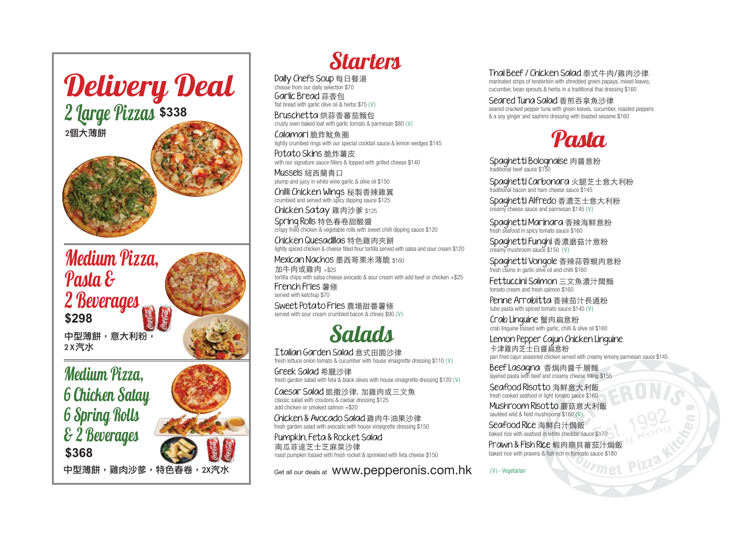# Delivery Deal

## 2 Large Pizzas $338

2個大薄餅

## Medium Pizza, Pasta & 2 Beverages

**$298**

中型薄餅，意大利粉，2X汽水

## Medium Pizza, 6 Chicken Satay 6 Spring Rolls & 2 Beverages

**$368**

中型薄餅，雞肉沙爹，特色春卷，2X汽水

# Starters

**Daily Chefs Soup** 每日餐湯
choose from our daily selection $70

**Garlic Bread** 蒜香包
flat bread with garlic olive oil & herbs $75 (V)

**Bruschetta** 烘蒜香蕃茄麵包
crusty oven baked loaf with garlic tomato & parmesan $80 (V)

**Calamari** 脆炸魷魚圈
lightly crumbed rings with our special cocktail sauce & lemon wedges $145

**Potato Skins** 脆炸薯皮
with our signature sauce fillers & topped with grilled cheese $140

**Mussels** 紐西蘭青口
plump and juicy in white wine garlic & olive oil $150

**Chilli Chicken Wings** 秘製香辣雞翼
crumbled and served with spicy dipping sauce $125

**Chicken Satay** 雞肉沙爹 $125

**Spring Rolls** 特色春卷甜酸醬
crispy fried chicken & vegetable rolls with sweet chilli dipping sauce $120

**Chicken Quesadillas** 特色雞肉夾餅
lightly spiced chicken & cheese filled flour tortilla served with salsa and sour cream $120

**Mexican Nachos** 墨西哥粟米薄脆 $160
加牛肉或雞肉 +$25
tortilla chips with salsa cheese avocado & sour cream with add beef or chicken +$25

**French Fries** 薯條
served with ketchup $70

**Sweet Potato Fries** 農場甜番薯條
served with sour cream crumbled bacon & chives $90 (V)

# Salads

**Italian Garden Salad** 意式田園沙律
fresh lettuce onion tomato & cucumber with house vinaigrette dressing $110 (V)

**Greek Salad** 希臘沙律
fresh garden salad with feta & black olives with house vinaigrette dressing $120 (V)

**Caesar Salad** 凱撒沙律, 加雞肉或三文魚
classic salad with croutons & caesar dressing $125
add chicken or smoked salmon +$20

**Chicken & Avocado Salad** 雞肉牛油果沙律
fresh garden salad with avocado with house vinaigrette dressing $150

**Pumpkin, Feta & Rocket Salad**
南瓜菲達芝士芝麻菜沙律
roast pumpkin tossed with fresh rocket & sprinkled with feta cheese $150

**Thai Beef / Chicken Salad** 泰式牛肉/雞肉沙律
marinated strips of tenderloin with shredded green papaya, mixed leaves, cucumber, bean sprouts & herbs in a traditional thai dressing $160

**Seared Tuna Salad** 香煎吞拿魚沙律
seared cracked pepper tuna with green leaves, cucumber, roasted peppers & a soy ginger and sashimi dressing with toasted sesame $160

Get all our deals at www.pepperonis.com.hk

# Pasta

**Spaghetti Bolognaise** 肉醬意粉
traditional beef sauce $150

**Spaghetti Carbonara** 火腿芝士意大利粉
traditional bacon and ham cheese sauce $145

**Spaghetti Alfredo** 香濃芝士意大利粉
creamy cheese sauce and parmesan $145 (V)

**Spaghetti Marinara** 香辣海鮮意粉
fresh seafood in spicy tomato sauce $160

**Spaghetti Funghi** 香濃磨菇汁意粉
creamy mushroom sauce $150 (V)

**Spaghetti Vongole** 香辣蒜蓉蜆肉意粉
fresh clams in garlic olive oil and chilli $160

**Fettuccini Salmon** 三文魚濃汁闊麵
tomato cream and fresh salmon $160

**Penne Arrabitta** 香辣茄汁長通粉
tube pasta with spiced tomato sauce $145 (V)

**Crab Linguine** 蟹肉扁意粉
crab linguine tossed with garlic, chilli & olive oil $160

**Lemon Pepper Cajun Chicken Linguine**
卡津雞肉芝士白醬扁意粉
pan fried cajun seasoned chicken served with creamy lemony parmesan sauce $145

**Beef Lasagna** 香焗肉醬千層麵
layered pasta with beef and creamy cheese filling $155

**Seafood Risotto** 海鮮意大利飯
fresh cooked seafood in light tomato sauce $160

**Mushroom Risotto** 蘑菇意大利飯
sautéed wild & field mushrooms $160 (V)

**Seafood Rice** 海鮮白汁焗飯
baked rice with seafood in white cheddar sauce $170

**Prawn & Fish Rice** 蝦肉扁貝蕃茄汁焗飯
baked rice with prawns & fish rich in tomoato sauce $180

(V) - Vegetarian